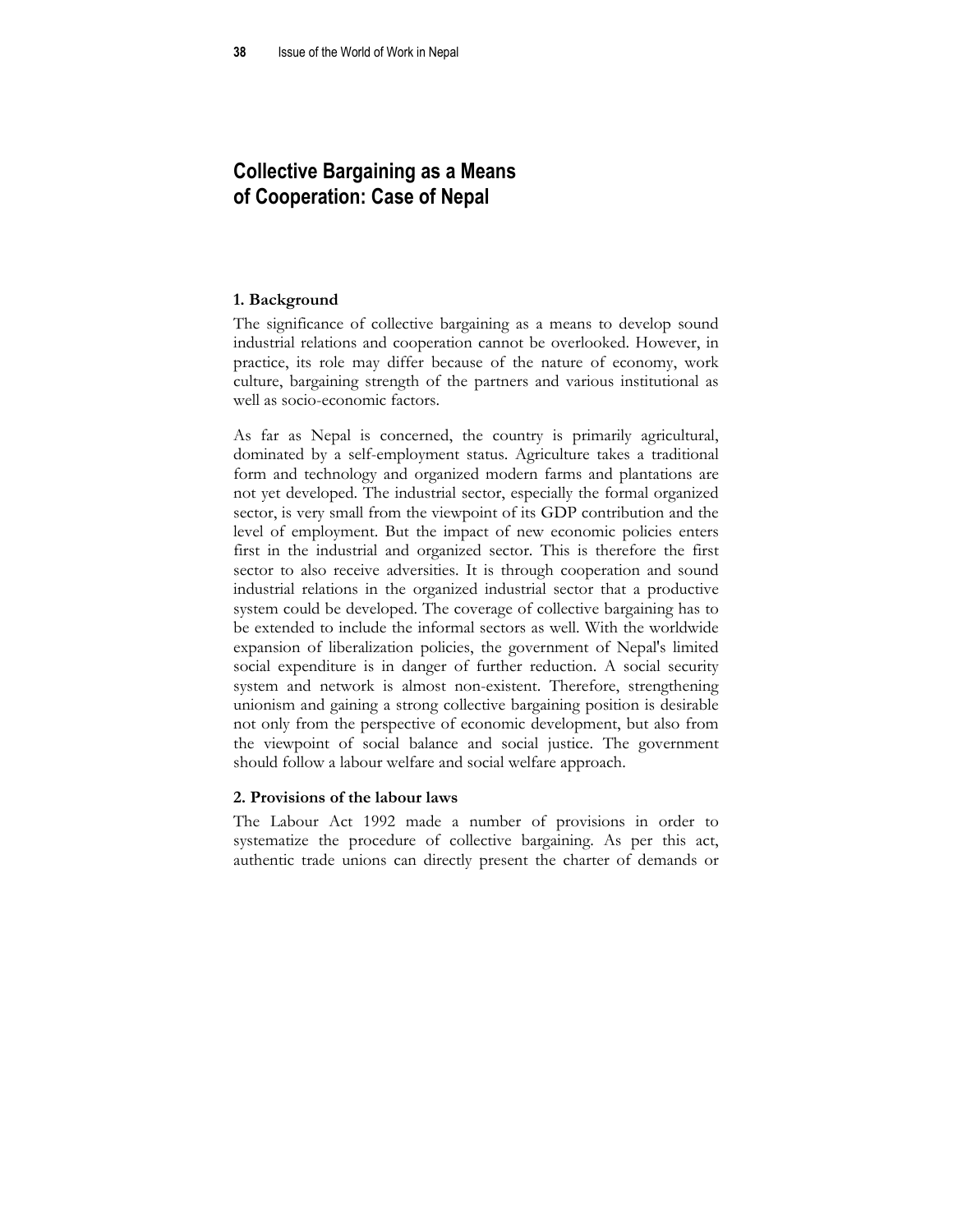# Collective Bargaining as a Means of Cooperation: Case of Nepal

### 1. Background

The significance of collective bargaining as a means to develop sound industrial relations and cooperation cannot be overlooked. However, in practice, its role may differ because of the nature of economy, work culture, bargaining strength of the partners and various institutional as well as socio-economic factors.

As far as Nepal is concerned, the country is primarily agricultural, dominated by a self-employment status. Agriculture takes a traditional form and technology and organized modern farms and plantations are not yet developed. The industrial sector, especially the formal organized sector, is very small from the viewpoint of its GDP contribution and the level of employment. But the impact of new economic policies enters first in the industrial and organized sector. This is therefore the first sector to also receive adversities. It is through cooperation and sound industrial relations in the organized industrial sector that a productive system could be developed. The coverage of collective bargaining has to be extended to include the informal sectors as well. With the worldwide expansion of liberalization policies, the government of Nepal's limited social expenditure is in danger of further reduction. A social security system and network is almost non-existent. Therefore, strengthening unionism and gaining a strong collective bargaining position is desirable not only from the perspective of economic development, but also from the viewpoint of social balance and social justice. The government should follow a labour welfare and social welfare approach.

### 2. Provisions of the labour laws

The Labour Act 1992 made a number of provisions in order to systematize the procedure of collective bargaining. As per this act, authentic trade unions can directly present the charter of demands or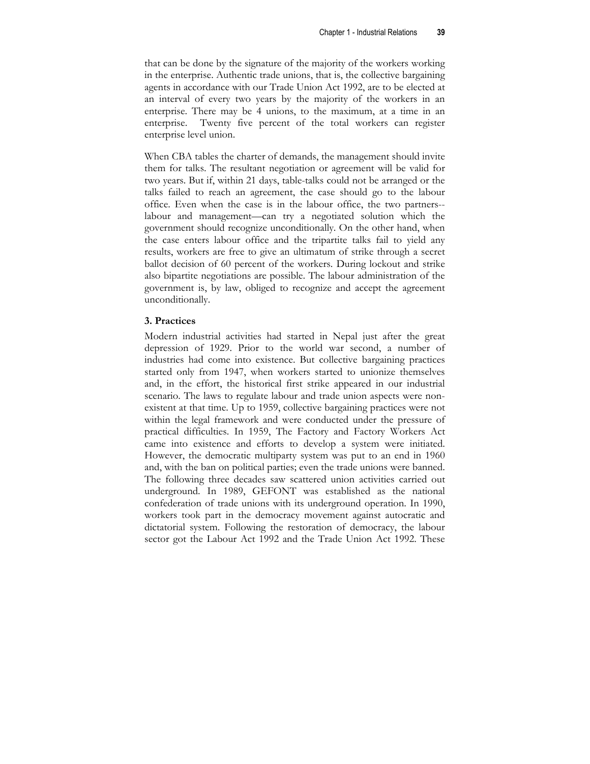that can be done by the signature of the majority of the workers working in the enterprise. Authentic trade unions, that is, the collective bargaining agents in accordance with our Trade Union Act 1992, are to be elected at an interval of every two years by the majority of the workers in an enterprise. There may be 4 unions, to the maximum, at a time in an enterprise. Twenty five percent of the total workers can register enterprise level union.

When CBA tables the charter of demands, the management should invite them for talks. The resultant negotiation or agreement will be valid for two years. But if, within 21 days, table-talks could not be arranged or the talks failed to reach an agreement, the case should go to the labour office. Even when the case is in the labour office, the two partners--labour and management—can try a negotiated solution which the government should recognize unconditionally. On the other hand, when the case enters labour office and the tripartite talks fail to yield any results, workers are free to give an ultimatum of strike through a secret ballot decision of 60 percent of the workers. During lockout and strike also bipartite negotiations are possible. The labour administration of the government is, by law, obliged to recognize and accept the agreement unconditionally.

### 3. Practices

Modern industrial activities had started in Nepal just after the great depression of 1929. Prior to the world war second, a number of industries had come into existence. But collective bargaining practices started only from 1947, when workers started to unionize themselves and, in the effort, the historical first strike appeared in our industrial scenario. The laws to regulate labour and trade union aspects were non-existent at that time. Up to 1959, collective bargaining practices were not within the legal framework and were conducted under the pressure of practical difficulties. In 1959, The Factory and Factory Workers Act came into existence and efforts to develop a system were initiated. However, the democratic multiparty system was put to an end in 1960 and, with the ban on political parties; even the trade unions were banned. The following three decades saw scattered union activities carried out underground. In 1989, GEFONT was established as the national confederation of trade unions with its underground operation. In 1990, workers took part in the democracy movement against autocratic and dictatorial system. Following the restoration of democracy, the labour sector got the Labour Act 1992 and the Trade Union Act 1992. These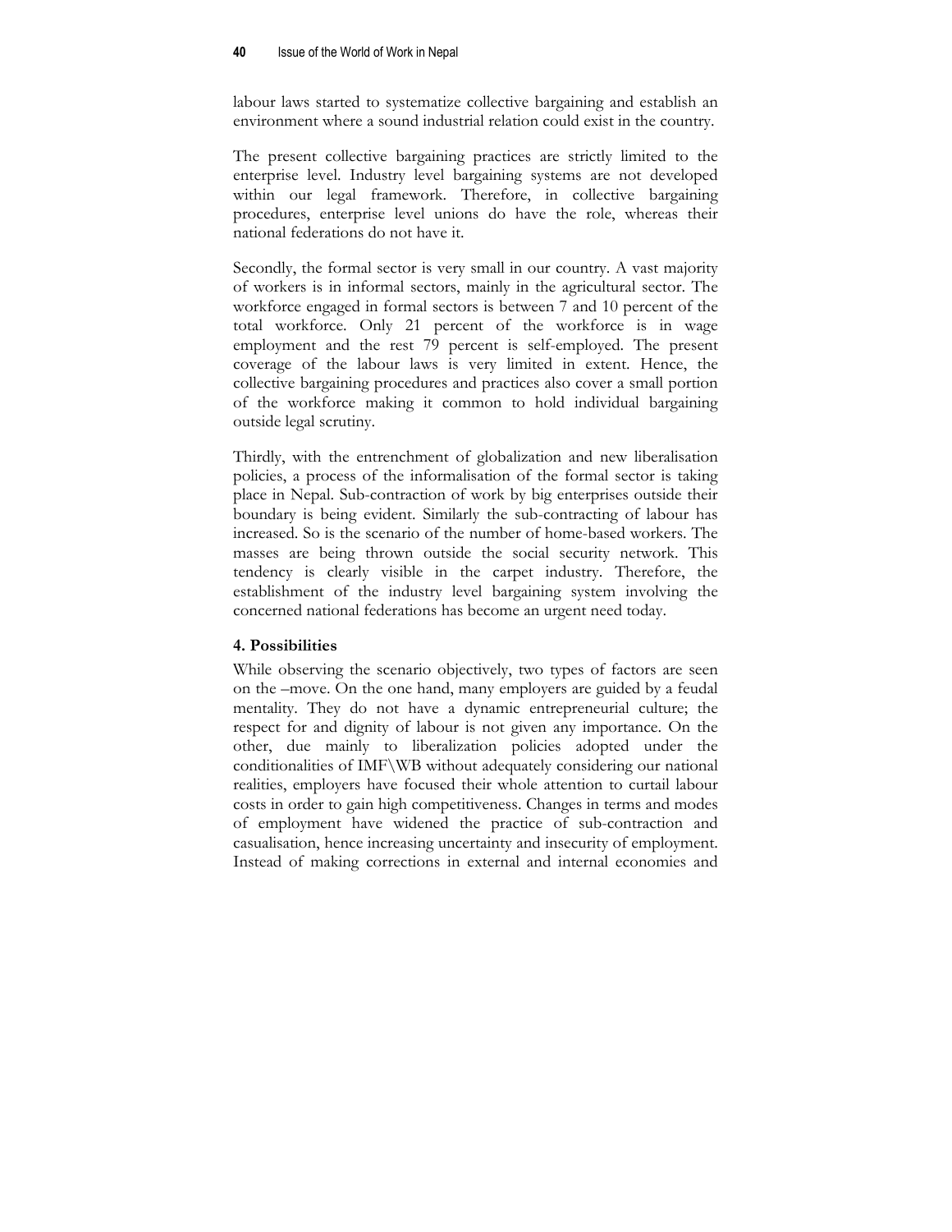labour laws started to systematize collective bargaining and establish an environment where a sound industrial relation could exist in the country.

The present collective bargaining practices are strictly limited to the enterprise level. Industry level bargaining systems are not developed within our legal framework. Therefore, in collective bargaining procedures, enterprise level unions do have the role, whereas their national federations do not have it.

Secondly, the formal sector is very small in our country. A vast majority of workers is in informal sectors, mainly in the agricultural sector. The workforce engaged in formal sectors is between 7 and 10 percent of the total workforce. Only 21 percent of the workforce is in wage employment and the rest 79 percent is self-employed. The present coverage of the labour laws is very limited in extent. Hence, the collective bargaining procedures and practices also cover a small portion of the workforce making it common to hold individual bargaining outside legal scrutiny.

Thirdly, with the entrenchment of globalization and new liberalisation policies, a process of the informalisation of the formal sector is taking place in Nepal. Sub-contraction of work by big enterprises outside their boundary is being evident. Similarly the sub-contracting of labour has increased. So is the scenario of the number of home-based workers. The masses are being thrown outside the social security network. This tendency is clearly visible in the carpet industry. Therefore, the establishment of the industry level bargaining system involving the concerned national federations has become an urgent need today.

**4. Possibilities**

While observing the scenario objectively, two types of factors are seen on the –move. On the one hand, many employers are guided by a feudal mentality. They do not have a dynamic entrepreneurial culture; the respect for and dignity of labour is not given any importance. On the other, due mainly to liberalization policies adopted under the conditionalities of IMF\WB without adequately considering our national realities, employers have focused their whole attention to curtail labour costs in order to gain high competitiveness. Changes in terms and modes of employment have widened the practice of sub-contraction and casualisation, hence increasing uncertainty and insecurity of employment. Instead of making corrections in external and internal economies and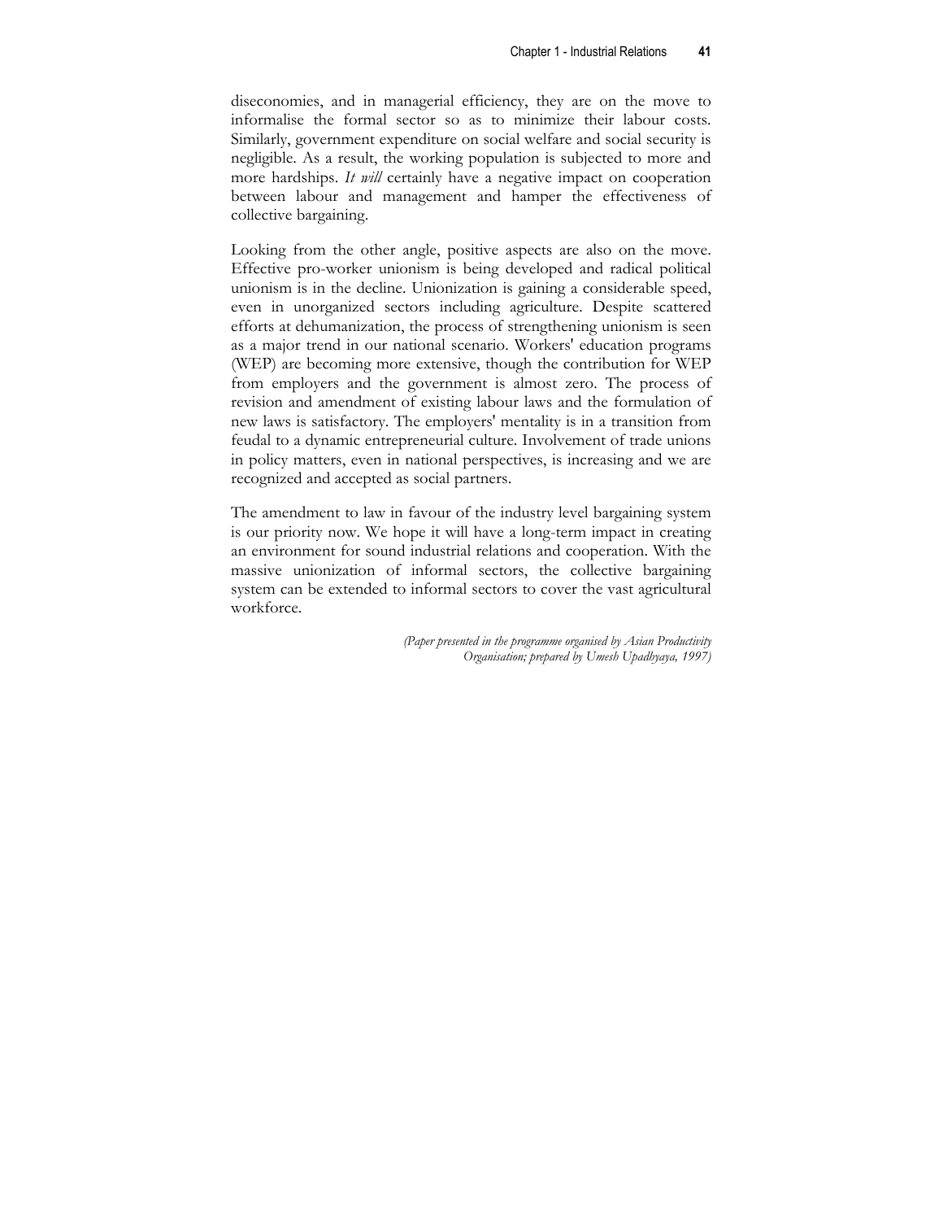diseconomies, and in managerial efficiency, they are on the move to informalise the formal sector so as to minimize their labour costs. Similarly, government expenditure on social welfare and social security is negligible. As a result, the working population is subjected to more and more hardships. *It will* certainly have a negative impact on cooperation between labour and management and hamper the effectiveness of collective bargaining.

Looking from the other angle, positive aspects are also on the move. Effective pro-worker unionism is being developed and radical political unionism is in the decline. Unionization is gaining a considerable speed, even in unorganized sectors including agriculture. Despite scattered efforts at dehumanization, the process of strengthening unionism is seen as a major trend in our national scenario. Workers' education programs (WEP) are becoming more extensive, though the contribution for WEP from employers and the government is almost zero. The process of revision and amendment of existing labour laws and the formulation of new laws is satisfactory. The employers' mentality is in a transition from feudal to a dynamic entrepreneurial culture. Involvement of trade unions in policy matters, even in national perspectives, is increasing and we are recognized and accepted as social partners.

The amendment to law in favour of the industry level bargaining system is our priority now. We hope it will have a long-term impact in creating an environment for sound industrial relations and cooperation. With the massive unionization of informal sectors, the collective bargaining system can be extended to informal sectors to cover the vast agricultural workforce.

*(Paper presented in the programme organised by Asian Productivity Organisation; prepared by Umesh Upadhyaya, 1997)*